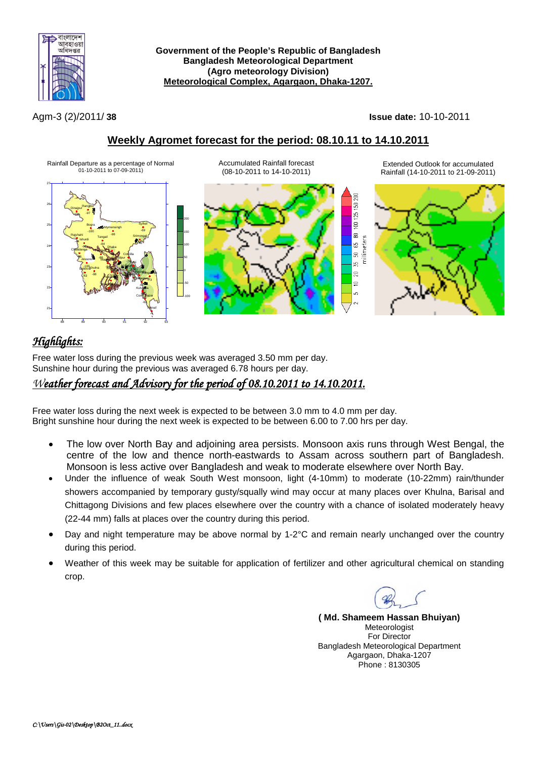**Government of the People's Republic of Bangladesh**
**Bangladesh Meteorological Department**
**(Agro meteorology Division)**
**Meteorological Complex, Agargaon, Dhaka-1207.**

Agm-3 (2)/2011/ **38**

**Issue date:** 10-10-2011

## Weekly Agromet forecast for the period: 08.10.11 to 14.10.2011

Rainfall Departure as a percentage of Normal 01-10-2011 to 07-09-2011)

Accumulated Rainfall forecast (08-10-2011 to 14-10-2011)

Extended Outlook for accumulated Rainfall (14-10-2011 to 21-09-2011)

## *Highlights:*

Free water loss during the previous week was averaged 3.50 mm per day.
Sunshine hour during the previous was averaged 6.78 hours per day.

## *Weather forecast and Advisory for the period of 08.10.2011 to 14.10.2011.*

Free water loss during the next week is expected to be between 3.0 mm to 4.0 mm per day.
Bright sunshine hour during the next week is expected to be between 6.00 to 7.00 hrs per day.

- The low over North Bay and adjoining area persists. Monsoon axis runs through West Bengal, the centre of the low and thence north-eastwards to Assam across southern part of Bangladesh. Monsoon is less active over Bangladesh and weak to moderate elsewhere over North Bay.
- Under the influence of weak South West monsoon, light (4-10mm) to moderate (10-22mm) rain/thunder showers accompanied by temporary gusty/squally wind may occur at many places over Khulna, Barisal and Chittagong Divisions and few places elsewhere over the country with a chance of isolated moderately heavy (22-44 mm) falls at places over the country during this period.
- Day and night temperature may be above normal by 1-2°C and remain nearly unchanged over the country during this period.
- Weather of this week may be suitable for application of fertilizer and other agricultural chemical on standing crop.

**( Md. Shameem Hassan Bhuiyan)**
Meteorologist
For Director
Bangladesh Meteorological Department
Agargaon, Dhaka-1207
Phone : 8130305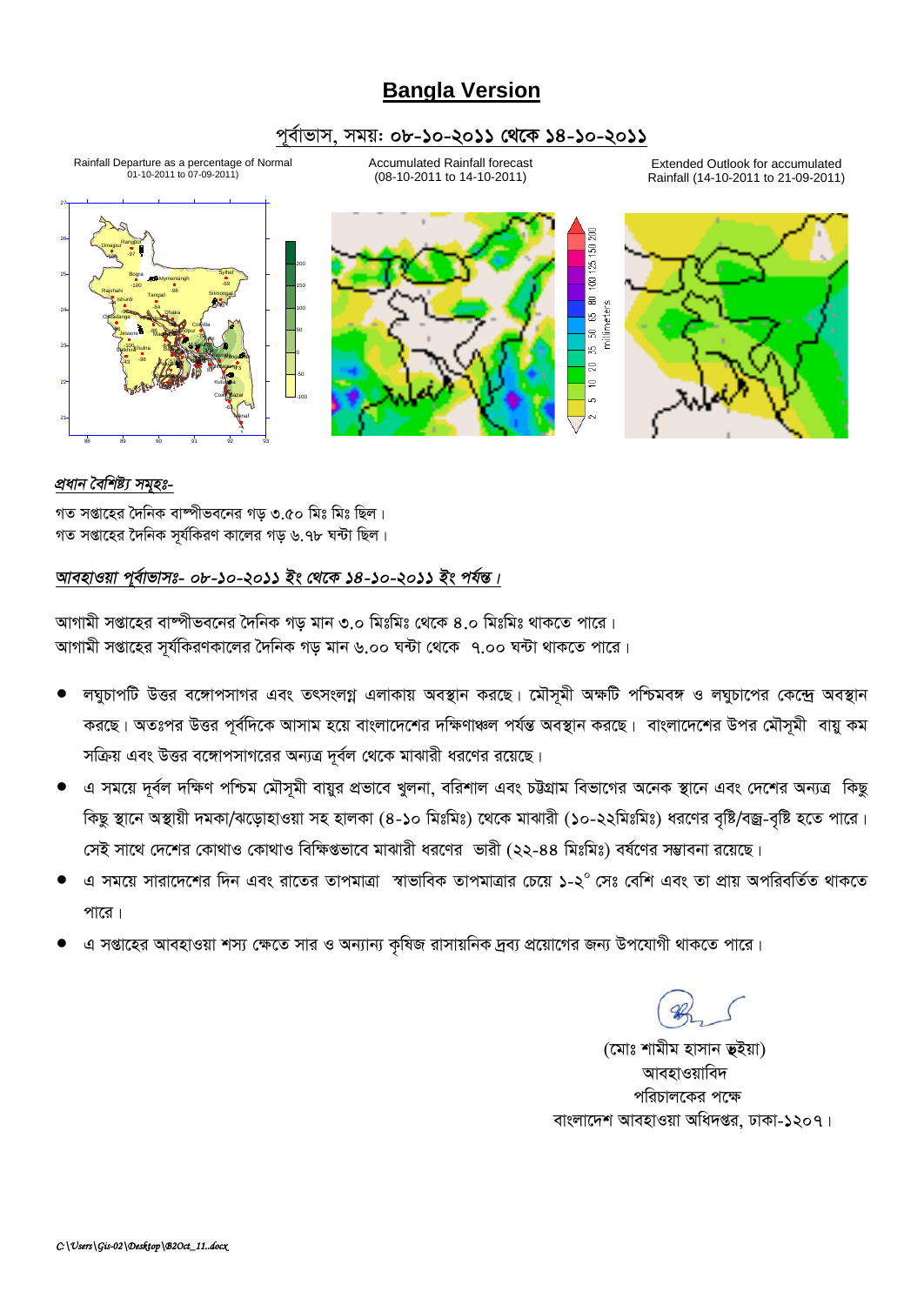# Bangla Version

## পূর্বাভাস, সময়: ০৮-১০-২০১১ থেকে ১৪-১০-২০১১

Rainfall Departure as a percentage of Normal 01-10-2011 to 07-09-2011)

Accumulated Rainfall forecast (08-10-2011 to 14-10-2011)

Extended Outlook for accumulated Rainfall (14-10-2011 to 21-09-2011)

***প্রধান বৈশিষ্ট্য সমূহঃ-***

গত সপ্তাহের দৈনিক বাষ্পীভবনের গড় ৩.৫০ মিঃ মিঃ ছিল।
গত সপ্তাহের দৈনিক সূর্যকিরণ কালের গড় ৬.৭৮ ঘন্টা ছিল।

***আবহাওয়া পূর্বাভাসঃ- ০৮-১০-২০১১ ইং থেকে ১৪-১০-২০১১ ইং পর্যন্ত।***

আগামী সপ্তাহের বাষ্পীভবনের দৈনিক গড় মান ৩.০ মিঃমিঃ থেকে ৪.০ মিঃমিঃ থাকতে পারে।
আগামী সপ্তাহের সূর্যকিরণকালের দৈনিক গড় মান ৬.০০ ঘন্টা থেকে ৭.০০ ঘন্টা থাকতে পারে।

- লঘুচাপটি উত্তর বঙ্গোপসাগর এবং তৎসংলগ্ন এলাকায় অবস্থান করছে। মৌসুমী অক্ষটি পশ্চিমবঙ্গ ও লঘুচাপের কেন্দ্রে অবস্থান করছে। অতঃপর উত্তর পূর্বদিকে আসাম হয়ে বাংলাদেশের দক্ষিণাঞ্চল পর্যন্ত অবস্থান করছে। বাংলাদেশের উপর মৌসুমী বায়ু কম সক্রিয় এবং উত্তর বঙ্গোপসাগরের অন্যত্র দূর্বল থেকে মাঝারী ধরণের রয়েছে।
- এ সময়ে দূর্বল দক্ষিণ পশ্চিম মৌসুমী বায়ুর প্রভাবে খুলনা, বরিশাল এবং চট্টগ্রাম বিভাগের অনেক স্থানে এবং দেশের অন্যত্র কিছু কিছু স্থানে অস্থায়ী দমকা/ঝড়োহাওয়া সহ হালকা (৪-১০ মিঃমিঃ) থেকে মাঝারী (১০-২২মিঃমিঃ) ধরণের বৃষ্টি/বজ্র-বৃষ্টি হতে পারে। সেই সাথে দেশের কোথাও কোথাও বিক্ষিপ্তভাবে মাঝারী ধরণের ভারী (২২-৪৪ মিঃমিঃ) বর্ষণের সম্ভাবনা রয়েছে।
- এ সময়ে সারাদেশের দিন এবং রাতের তাপমাত্রা স্বাভাবিক তাপমাত্রার চেয়ে ১-২° সেঃ বেশি এবং তা প্রায় অপরিবর্তিত থাকতে পারে।
- এ সপ্তাহের আবহাওয়া শস্য ক্ষেতে সার ও অন্যান্য কৃষিজ রাসায়নিক দ্রব্য প্রয়োগের জন্য উপযোগী থাকতে পারে।

(মোঃ শামীম হাসান ভূইয়া)
আবহাওয়াবিদ
পরিচালকের পক্ষে
বাংলাদেশ আবহাওয়া অধিদপ্তর, ঢাকা-১২০৭।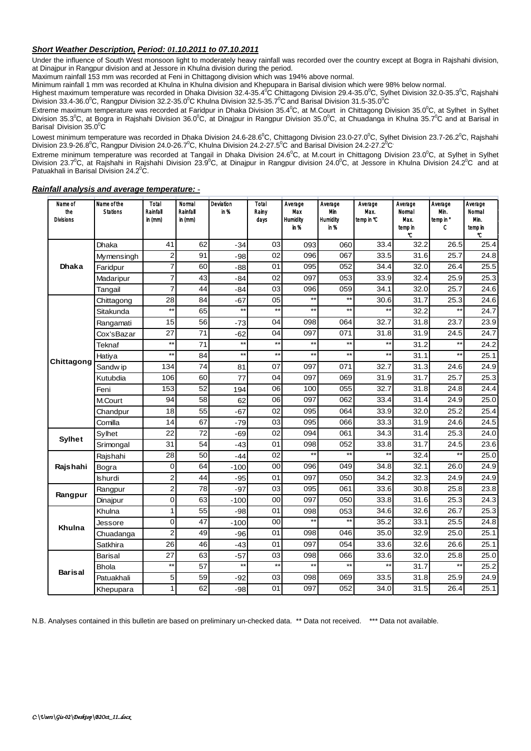***Short Weather Description, Period: 01.10.2011 to 07.10.2011***

Under the influence of South West monsoon light to moderately heavy rainfall was recorded over the country except at Bogra in Rajshahi division, at Dinajpur in Rangpur division and at Jessore in Khulna division during the period.

Maximum rainfall 153 mm was recorded at Feni in Chittagong division which was 194% above normal.

Minimum rainfall 1 mm was recorded at Khulna in Khulna division and Khepupara in Barisal division which were 98% below normal.

Highest maximum temperature was recorded in Dhaka Division 32.4-35.4$^0$C Chittagong Division 29.4-35.0$^0$C, Sylhet Division 32.0-35.3$^0$C, Rajshahi Division 33.4-36.0$^0$C, Rangpur Division 32.2-35.0$^0$C Khulna Division 32.5-35.7$^0$C and Barisal Division 31.5-35.0$^0$C

Extreme maximum temperature was recorded at Faridpur in Dhaka Division 35.4$^0$C, at M.Court in Chittagong Division 35.0$^0$C, at Sylhet in Sylhet Division 35.3$^0$C, at Bogra in Rajshahi Division 36.0$^0$C, at Dinajpur in Rangpur Division 35.0$^0$C, at Chuadanga in Khulna 35.7$^0$C and at Barisal in Barisal Division 35.0$^0$C

Lowest minimum temperature was recorded in Dhaka Division 24.6-28.6$^0$C, Chittagong Division 23.0-27.0$^0$C, Sylhet Division 23.7-26.2$^0$C, Rajshahi Division 23.9-26.8$^0$C, Rangpur Division 24.0-26.7$^0$C, Khulna Division 24.2-27.5$^0$C and Barisal Division 24.2-27.2$^0$C.

Extreme minimum temperature was recorded at Tangail in Dhaka Division 24.6$^0$C, at M.court in Chittagong Division 23.0$^0$C, at Sylhet in Sylhet Division 23.7$^0$C, at Rajshahi in Rajshahi Division 23.9$^0$C, at Dinajpur in Rangpur division 24.0$^0$C, at Jessore in Khulna Division 24.2$^0$C and at Patuakhali in Barisal Division 24.2$^0$C.

***Rainfall analysis and average temperature: -***

| Name of the Divisions | Name of the Stations | Total Rainfall in (mm) | Normal Rainfall in (mm) | Deviation in % | Total Rainy days | Average Max Humidity in % | Average Min Humidity in % | Average Max. temp in ℃ | Average Normal Max. temp in ℃ | Average Min. temp in ° C | Average Normal Min. temp in ℃ |
|---|---|---|---|---|---|---|---|---|---|---|---|
| **Dhaka** | Dhaka | 41 | 62 | -34 | 03 | 093 | 060 | 33.4 | 32.2 | 26.5 | 25.4 |
| | Mymensingh | 2 | 91 | -98 | 02 | 096 | 067 | 33.5 | 31.6 | 25.7 | 24.8 |
| | Faridpur | 7 | 60 | -88 | 01 | 095 | 052 | 34.4 | 32.0 | 26.4 | 25.5 |
| | Madaripur | 7 | 43 | -84 | 02 | 097 | 053 | 33.9 | 32.4 | 25.9 | 25.3 |
| | Tangail | 7 | 44 | -84 | 03 | 096 | 059 | 34.1 | 32.0 | 25.7 | 24.6 |
| **Chittagong** | Chittagong | 28 | 84 | -67 | 05 | ** | ** | 30.6 | 31.7 | 25.3 | 24.6 |
| | Sitakunda | ** | 65 | ** | ** | ** | ** | ** | 32.2 | ** | 24.7 |
| | Rangamati | 15 | 56 | -73 | 04 | 098 | 064 | 32.7 | 31.8 | 23.7 | 23.9 |
| | Cox'sBazar | 27 | 71 | -62 | 04 | 097 | 071 | 31.8 | 31.9 | 24.5 | 24.7 |
| | Teknaf | ** | 71 | ** | ** | ** | ** | ** | 31.2 | ** | 24.2 |
| | Hatiya | ** | 84 | ** | ** | ** | ** | ** | 31.1 | ** | 25.1 |
| | Sandwip | 134 | 74 | 81 | 07 | 097 | 071 | 32.7 | 31.3 | 24.6 | 24.9 |
| | Kutubdia | 106 | 60 | 77 | 04 | 097 | 069 | 31.9 | 31.7 | 25.7 | 25.3 |
| | Feni | 153 | 52 | 194 | 06 | 100 | 055 | 32.7 | 31.8 | 24.8 | 24.4 |
| | M.Court | 94 | 58 | 62 | 06 | 097 | 062 | 33.4 | 31.4 | 24.9 | 25.0 |
| | Chandpur | 18 | 55 | -67 | 02 | 095 | 064 | 33.9 | 32.0 | 25.2 | 25.4 |
| | Comilla | 14 | 67 | -79 | 03 | 095 | 066 | 33.3 | 31.9 | 24.6 | 24.5 |
| **Sylhet** | Sylhet | 22 | 72 | -69 | 02 | 094 | 061 | 34.3 | 31.4 | 25.3 | 24.0 |
| | Srimongal | 31 | 54 | -43 | 01 | 098 | 052 | 33.8 | 31.7 | 24.5 | 23.6 |
| **Rajshahi** | Rajshahi | 28 | 50 | -44 | 02 | ** | ** | ** | 32.4 | ** | 25.0 |
| | Bogra | 0 | 64 | -100 | 00 | 096 | 049 | 34.8 | 32.1 | 26.0 | 24.9 |
| | Ishurdi | 2 | 44 | -95 | 01 | 097 | 050 | 34.2 | 32.3 | 24.9 | 24.9 |
| **Rangpur** | Rangpur | 2 | 78 | -97 | 03 | 095 | 061 | 33.6 | 30.8 | 25.8 | 23.8 |
| | Dinajpur | 0 | 63 | -100 | 00 | 097 | 050 | 33.8 | 31.6 | 25.3 | 24.3 |
| **Khulna** | Khulna | 1 | 55 | -98 | 01 | 098 | 053 | 34.6 | 32.6 | 26.7 | 25.3 |
| | Jessore | 0 | 47 | -100 | 00 | ** | ** | 35.2 | 33.1 | 25.5 | 24.8 |
| | Chuadanga | 2 | 49 | -96 | 01 | 098 | 046 | 35.0 | 32.9 | 25.0 | 25.1 |
| | Satkhira | 26 | 46 | -43 | 01 | 097 | 054 | 33.6 | 32.6 | 26.6 | 25.1 |
| **Barisal** | Barisal | 27 | 63 | -57 | 03 | 098 | 066 | 33.6 | 32.0 | 25.8 | 25.0 |
| | Bhola | ** | 57 | ** | ** | ** | ** | ** | 31.7 | ** | 25.2 |
| | Patuakhali | 5 | 59 | -92 | 03 | 098 | 069 | 33.5 | 31.8 | 25.9 | 24.9 |
| | Khepupara | 1 | 62 | -98 | 01 | 097 | 052 | 34.0 | 31.5 | 26.4 | 25.1 |

N.B. Analyses contained in this bulletin are based on preliminary un-checked data. ** Data not received. *** Data not available.

*C:\Users\Gis-02\Desktop\B2Oct_11..docx*